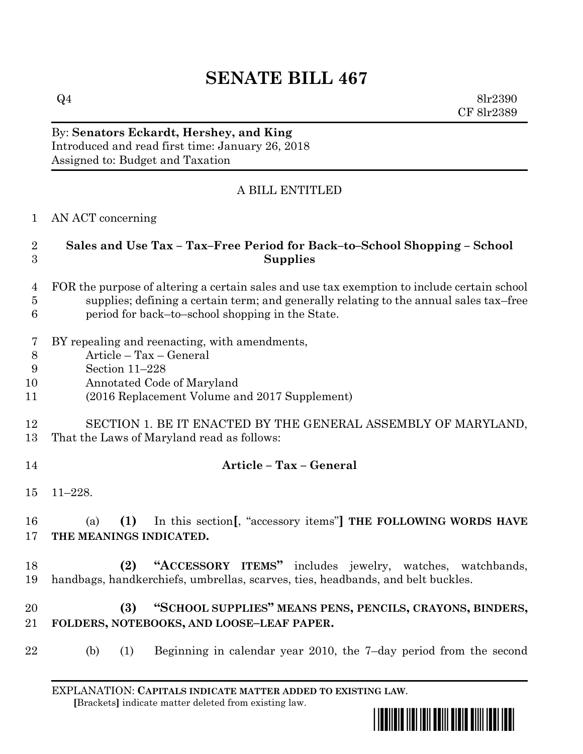# SENATE BILL 467

Q4 8lr2390
CF 8lr2389

By: **Senators Eckardt, Hershey, and King**
Introduced and read first time: January 26, 2018
Assigned to: Budget and Taxation

A BILL ENTITLED

1 AN ACT concerning

2 **Sales and Use Tax – Tax–Free Period for Back–to–School Shopping – School**
3 **Supplies**

4 FOR the purpose of altering a certain sales and use tax exemption to include certain school
5 supplies; defining a certain term; and generally relating to the annual sales tax–free
6 period for back–to–school shopping in the State.

7 BY repealing and reenacting, with amendments,
8 Article – Tax – General
9 Section 11–228
10 Annotated Code of Maryland
11 (2016 Replacement Volume and 2017 Supplement)

12 SECTION 1. BE IT ENACTED BY THE GENERAL ASSEMBLY OF MARYLAND,
13 That the Laws of Maryland read as follows:

14 **Article – Tax – General**

15 11–228.

16 (a) **(1)** In this section**[**, "accessory items"**]** **THE FOLLOWING WORDS HAVE**
17 **THE MEANINGS INDICATED.**

18 **(2)** **"ACCESSORY ITEMS"** includes jewelry, watches, watchbands,
19 handbags, handkerchiefs, umbrellas, scarves, ties, headbands, and belt buckles.

20 **(3)** **"SCHOOL SUPPLIES" MEANS PENS, PENCILS, CRAYONS, BINDERS,**
21 **FOLDERS, NOTEBOOKS, AND LOOSE–LEAF PAPER.**

22 (b) (1) Beginning in calendar year 2010, the 7–day period from the second

EXPLANATION: **CAPITALS INDICATE MATTER ADDED TO EXISTING LAW.**
**[**Brackets**]** indicate matter deleted from existing law.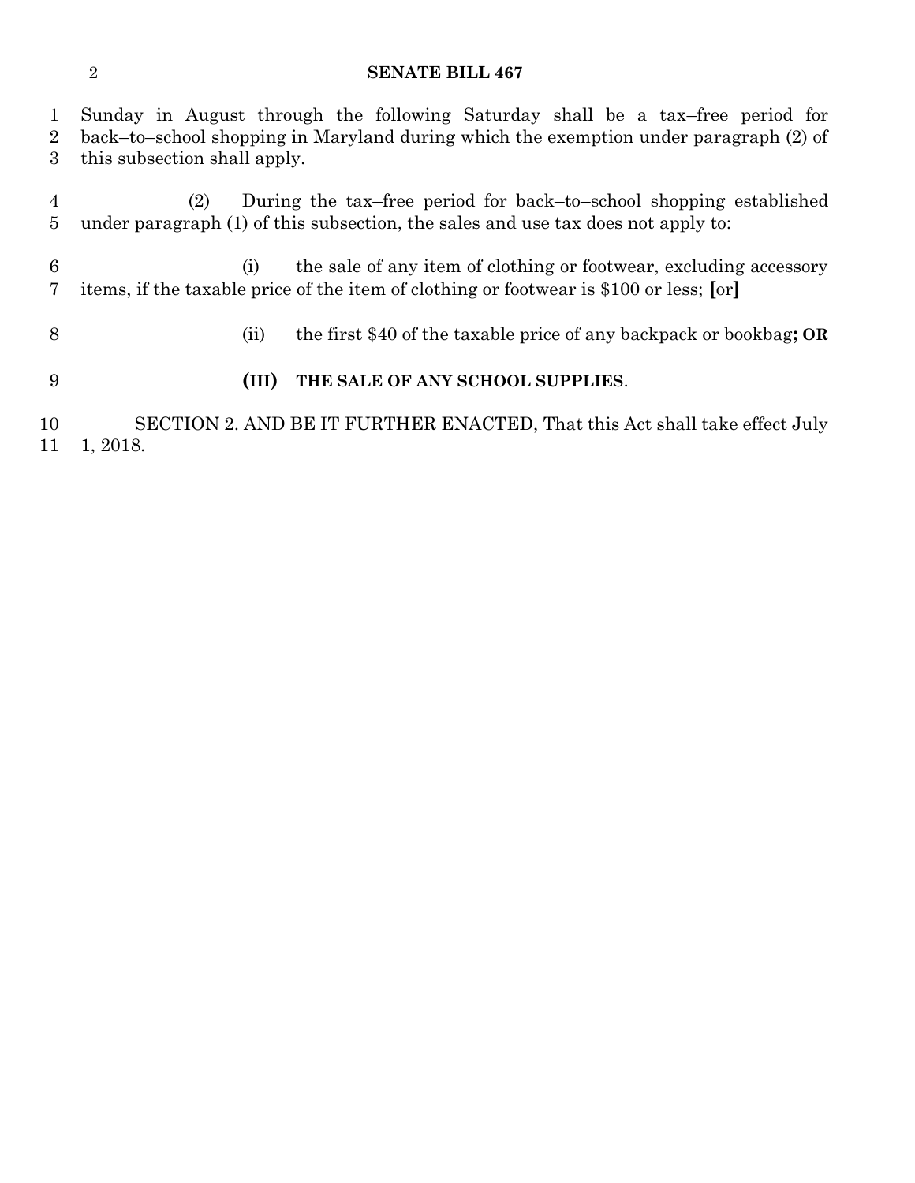Sunday in August through the following Saturday shall be a tax–free period for back–to–school shopping in Maryland during which the exemption under paragraph (2) of this subsection shall apply.

(2) During the tax–free period for back–to–school shopping established under paragraph (1) of this subsection, the sales and use tax does not apply to:

(i) the sale of any item of clothing or footwear, excluding accessory items, if the taxable price of the item of clothing or footwear is $100 or less; **[**or**]**

(ii) the first $40 of the taxable price of any backpack or bookbag**; OR**

**(III) THE SALE OF ANY SCHOOL SUPPLIES**.

SECTION 2. AND BE IT FURTHER ENACTED, That this Act shall take effect July 1, 2018.